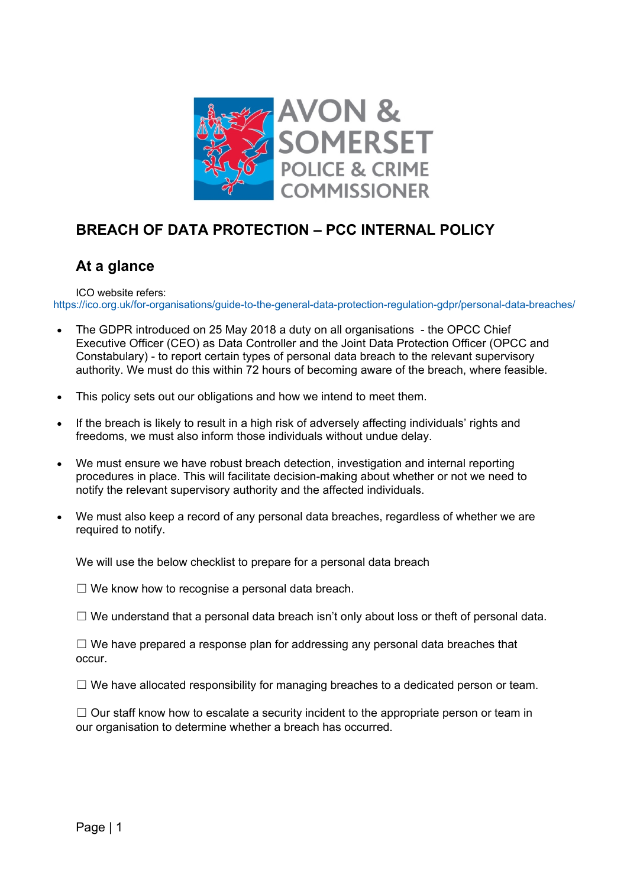# BREACH OF DATA PROTECTION – PCC INTERNAL POLICY

## At a glance

ICO website refers: https://ico.org.uk/for-organisations/guide-to-the-general-data-protection-regulation-gdpr/personal-data-breaches/

- The GDPR introduced on 25 May 2018 a duty on all organisations - the OPCC Chief Executive Officer (CEO) as Data Controller and the Joint Data Protection Officer (OPCC and Constabulary) - to report certain types of personal data breach to the relevant supervisory authority. We must do this within 72 hours of becoming aware of the breach, where feasible.
- This policy sets out our obligations and how we intend to meet them.
- If the breach is likely to result in a high risk of adversely affecting individuals' rights and freedoms, we must also inform those individuals without undue delay.
- We must ensure we have robust breach detection, investigation and internal reporting procedures in place. This will facilitate decision-making about whether or not we need to notify the relevant supervisory authority and the affected individuals.
- We must also keep a record of any personal data breaches, regardless of whether we are required to notify.

We will use the below checklist to prepare for a personal data breach

☐ We know how to recognise a personal data breach.

☐ We understand that a personal data breach isn't only about loss or theft of personal data.

☐ We have prepared a response plan for addressing any personal data breaches that occur.

☐ We have allocated responsibility for managing breaches to a dedicated person or team.

☐ Our staff know how to escalate a security incident to the appropriate person or team in our organisation to determine whether a breach has occurred.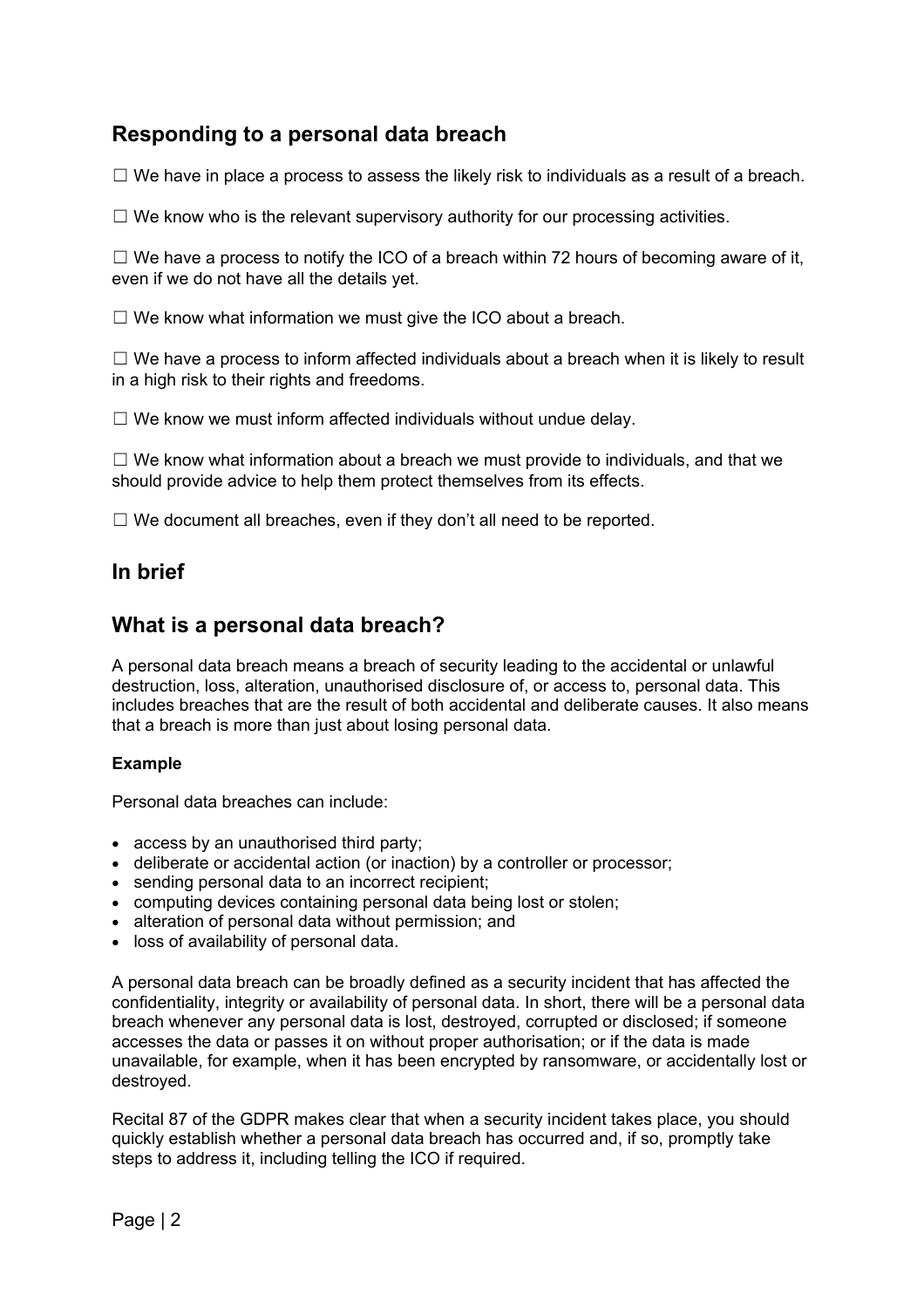## Responding to a personal data breach

☐ We have in place a process to assess the likely risk to individuals as a result of a breach.

☐ We know who is the relevant supervisory authority for our processing activities.

☐ We have a process to notify the ICO of a breach within 72 hours of becoming aware of it, even if we do not have all the details yet.

☐ We know what information we must give the ICO about a breach.

☐ We have a process to inform affected individuals about a breach when it is likely to result in a high risk to their rights and freedoms.

☐ We know we must inform affected individuals without undue delay.

☐ We know what information about a breach we must provide to individuals, and that we should provide advice to help them protect themselves from its effects.

☐ We document all breaches, even if they don't all need to be reported.

## In brief

## What is a personal data breach?

A personal data breach means a breach of security leading to the accidental or unlawful destruction, loss, alteration, unauthorised disclosure of, or access to, personal data. This includes breaches that are the result of both accidental and deliberate causes. It also means that a breach is more than just about losing personal data.

**Example**

Personal data breaches can include:

- access by an unauthorised third party;
- deliberate or accidental action (or inaction) by a controller or processor;
- sending personal data to an incorrect recipient;
- computing devices containing personal data being lost or stolen;
- alteration of personal data without permission; and
- loss of availability of personal data.

A personal data breach can be broadly defined as a security incident that has affected the confidentiality, integrity or availability of personal data. In short, there will be a personal data breach whenever any personal data is lost, destroyed, corrupted or disclosed; if someone accesses the data or passes it on without proper authorisation; or if the data is made unavailable, for example, when it has been encrypted by ransomware, or accidentally lost or destroyed.

Recital 87 of the GDPR makes clear that when a security incident takes place, you should quickly establish whether a personal data breach has occurred and, if so, promptly take steps to address it, including telling the ICO if required.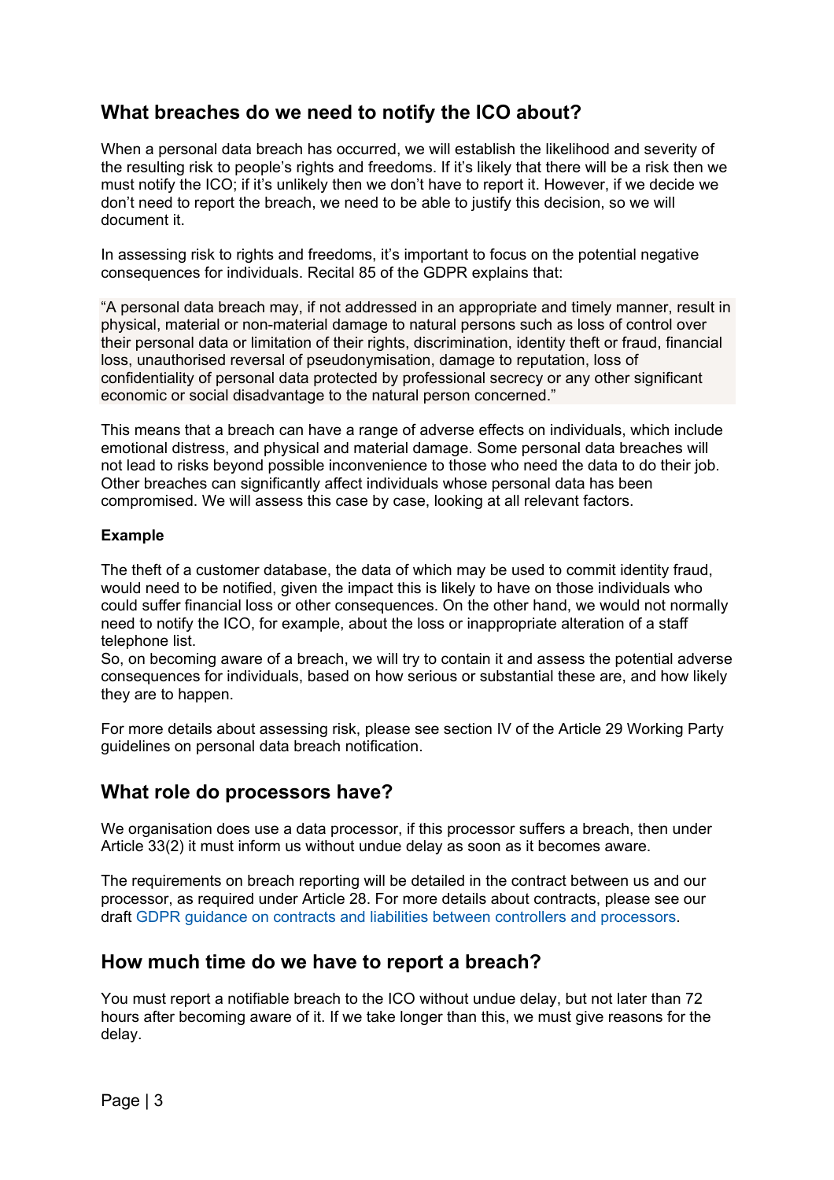## What breaches do we need to notify the ICO about?

When a personal data breach has occurred, we will establish the likelihood and severity of the resulting risk to people's rights and freedoms. If it's likely that there will be a risk then we must notify the ICO; if it's unlikely then we don't have to report it. However, if we decide we don't need to report the breach, we need to be able to justify this decision, so we will document it.

In assessing risk to rights and freedoms, it's important to focus on the potential negative consequences for individuals. Recital 85 of the GDPR explains that:

> "A personal data breach may, if not addressed in an appropriate and timely manner, result in physical, material or non-material damage to natural persons such as loss of control over their personal data or limitation of their rights, discrimination, identity theft or fraud, financial loss, unauthorised reversal of pseudonymisation, damage to reputation, loss of confidentiality of personal data protected by professional secrecy or any other significant economic or social disadvantage to the natural person concerned."

This means that a breach can have a range of adverse effects on individuals, which include emotional distress, and physical and material damage. Some personal data breaches will not lead to risks beyond possible inconvenience to those who need the data to do their job. Other breaches can significantly affect individuals whose personal data has been compromised. We will assess this case by case, looking at all relevant factors.

**Example**

The theft of a customer database, the data of which may be used to commit identity fraud, would need to be notified, given the impact this is likely to have on those individuals who could suffer financial loss or other consequences. On the other hand, we would not normally need to notify the ICO, for example, about the loss or inappropriate alteration of a staff telephone list.
So, on becoming aware of a breach, we will try to contain it and assess the potential adverse consequences for individuals, based on how serious or substantial these are, and how likely they are to happen.

For more details about assessing risk, please see section IV of the Article 29 Working Party guidelines on personal data breach notification.

## What role do processors have?

We organisation does use a data processor, if this processor suffers a breach, then under Article 33(2) it must inform us without undue delay as soon as it becomes aware.

The requirements on breach reporting will be detailed in the contract between us and our processor, as required under Article 28. For more details about contracts, please see our draft GDPR guidance on contracts and liabilities between controllers and processors.

## How much time do we have to report a breach?

You must report a notifiable breach to the ICO without undue delay, but not later than 72 hours after becoming aware of it. If we take longer than this, we must give reasons for the delay.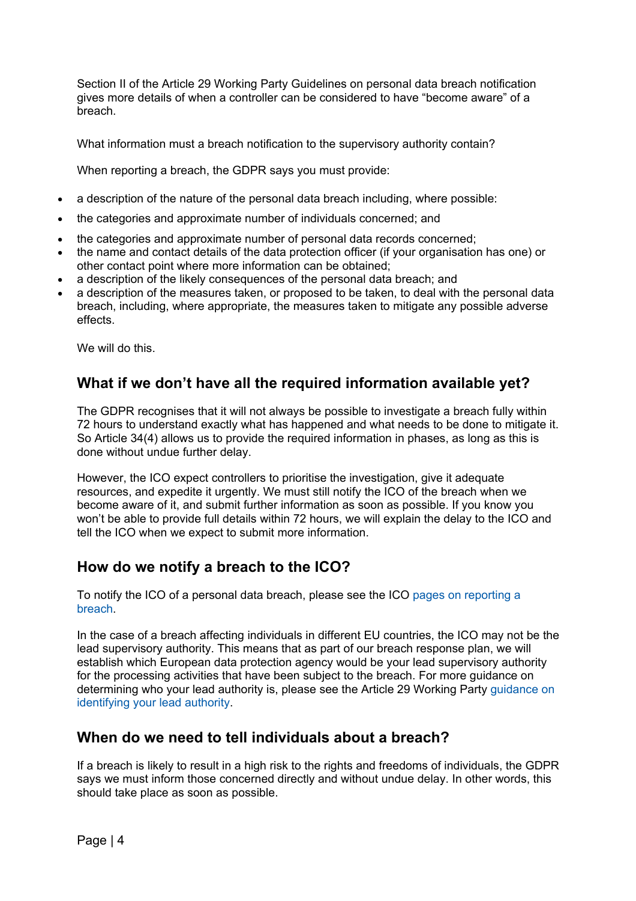Section II of the Article 29 Working Party Guidelines on personal data breach notification gives more details of when a controller can be considered to have "become aware" of a breach.

What information must a breach notification to the supervisory authority contain?

When reporting a breach, the GDPR says you must provide:

- a description of the nature of the personal data breach including, where possible:
- the categories and approximate number of individuals concerned; and
- the categories and approximate number of personal data records concerned;
- the name and contact details of the data protection officer (if your organisation has one) or other contact point where more information can be obtained;
- a description of the likely consequences of the personal data breach; and
- a description of the measures taken, or proposed to be taken, to deal with the personal data breach, including, where appropriate, the measures taken to mitigate any possible adverse effects.

We will do this.

## What if we don't have all the required information available yet?

The GDPR recognises that it will not always be possible to investigate a breach fully within 72 hours to understand exactly what has happened and what needs to be done to mitigate it. So Article 34(4) allows us to provide the required information in phases, as long as this is done without undue further delay.

However, the ICO expect controllers to prioritise the investigation, give it adequate resources, and expedite it urgently. We must still notify the ICO of the breach when we become aware of it, and submit further information as soon as possible. If you know you won't be able to provide full details within 72 hours, we will explain the delay to the ICO and tell the ICO when we expect to submit more information.

## How do we notify a breach to the ICO?

To notify the ICO of a personal data breach, please see the ICO pages on reporting a breach.

In the case of a breach affecting individuals in different EU countries, the ICO may not be the lead supervisory authority. This means that as part of our breach response plan, we will establish which European data protection agency would be your lead supervisory authority for the processing activities that have been subject to the breach. For more guidance on determining who your lead authority is, please see the Article 29 Working Party guidance on identifying your lead authority.

## When do we need to tell individuals about a breach?

If a breach is likely to result in a high risk to the rights and freedoms of individuals, the GDPR says we must inform those concerned directly and without undue delay. In other words, this should take place as soon as possible.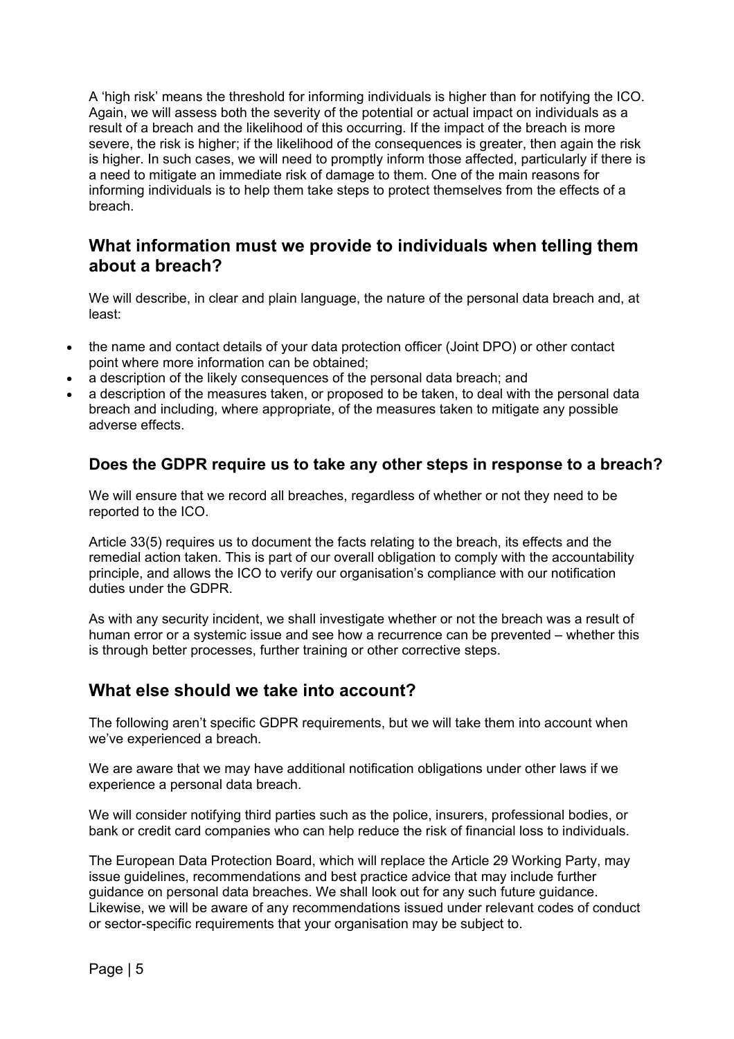A 'high risk' means the threshold for informing individuals is higher than for notifying the ICO. Again, we will assess both the severity of the potential or actual impact on individuals as a result of a breach and the likelihood of this occurring. If the impact of the breach is more severe, the risk is higher; if the likelihood of the consequences is greater, then again the risk is higher. In such cases, we will need to promptly inform those affected, particularly if there is a need to mitigate an immediate risk of damage to them. One of the main reasons for informing individuals is to help them take steps to protect themselves from the effects of a breach.

## What information must we provide to individuals when telling them about a breach?

We will describe, in clear and plain language, the nature of the personal data breach and, at least:

- the name and contact details of your data protection officer (Joint DPO) or other contact point where more information can be obtained;
- a description of the likely consequences of the personal data breach; and
- a description of the measures taken, or proposed to be taken, to deal with the personal data breach and including, where appropriate, of the measures taken to mitigate any possible adverse effects.

### Does the GDPR require us to take any other steps in response to a breach?

We will ensure that we record all breaches, regardless of whether or not they need to be reported to the ICO.

Article 33(5) requires us to document the facts relating to the breach, its effects and the remedial action taken. This is part of our overall obligation to comply with the accountability principle, and allows the ICO to verify our organisation's compliance with our notification duties under the GDPR.

As with any security incident, we shall investigate whether or not the breach was a result of human error or a systemic issue and see how a recurrence can be prevented – whether this is through better processes, further training or other corrective steps.

## What else should we take into account?

The following aren't specific GDPR requirements, but we will take them into account when we've experienced a breach.

We are aware that we may have additional notification obligations under other laws if we experience a personal data breach.

We will consider notifying third parties such as the police, insurers, professional bodies, or bank or credit card companies who can help reduce the risk of financial loss to individuals.

The European Data Protection Board, which will replace the Article 29 Working Party, may issue guidelines, recommendations and best practice advice that may include further guidance on personal data breaches. We shall look out for any such future guidance. Likewise, we will be aware of any recommendations issued under relevant codes of conduct or sector-specific requirements that your organisation may be subject to.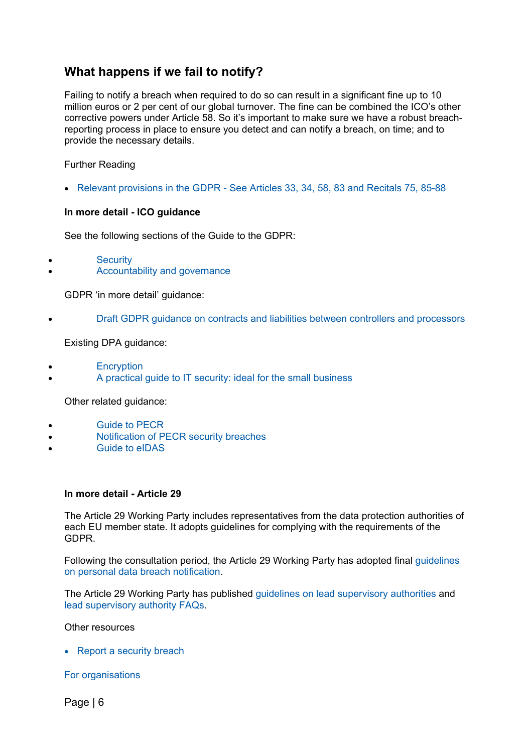## What happens if we fail to notify?

Failing to notify a breach when required to do so can result in a significant fine up to 10 million euros or 2 per cent of our global turnover. The fine can be combined the ICO's other corrective powers under Article 58. So it's important to make sure we have a robust breach-reporting process in place to ensure you detect and can notify a breach, on time; and to provide the necessary details.

Further Reading

- Relevant provisions in the GDPR - See Articles 33, 34, 58, 83 and Recitals 75, 85-88

**In more detail - ICO guidance**

See the following sections of the Guide to the GDPR:

- Security
- Accountability and governance

GDPR 'in more detail' guidance:

- Draft GDPR guidance on contracts and liabilities between controllers and processors

Existing DPA guidance:

- Encryption
- A practical guide to IT security: ideal for the small business

Other related guidance:

- Guide to PECR
- Notification of PECR security breaches
- Guide to eIDAS

**In more detail - Article 29**

The Article 29 Working Party includes representatives from the data protection authorities of each EU member state. It adopts guidelines for complying with the requirements of the GDPR.

Following the consultation period, the Article 29 Working Party has adopted final guidelines on personal data breach notification.

The Article 29 Working Party has published guidelines on lead supervisory authorities and lead supervisory authority FAQs.

Other resources

- Report a security breach

For organisations